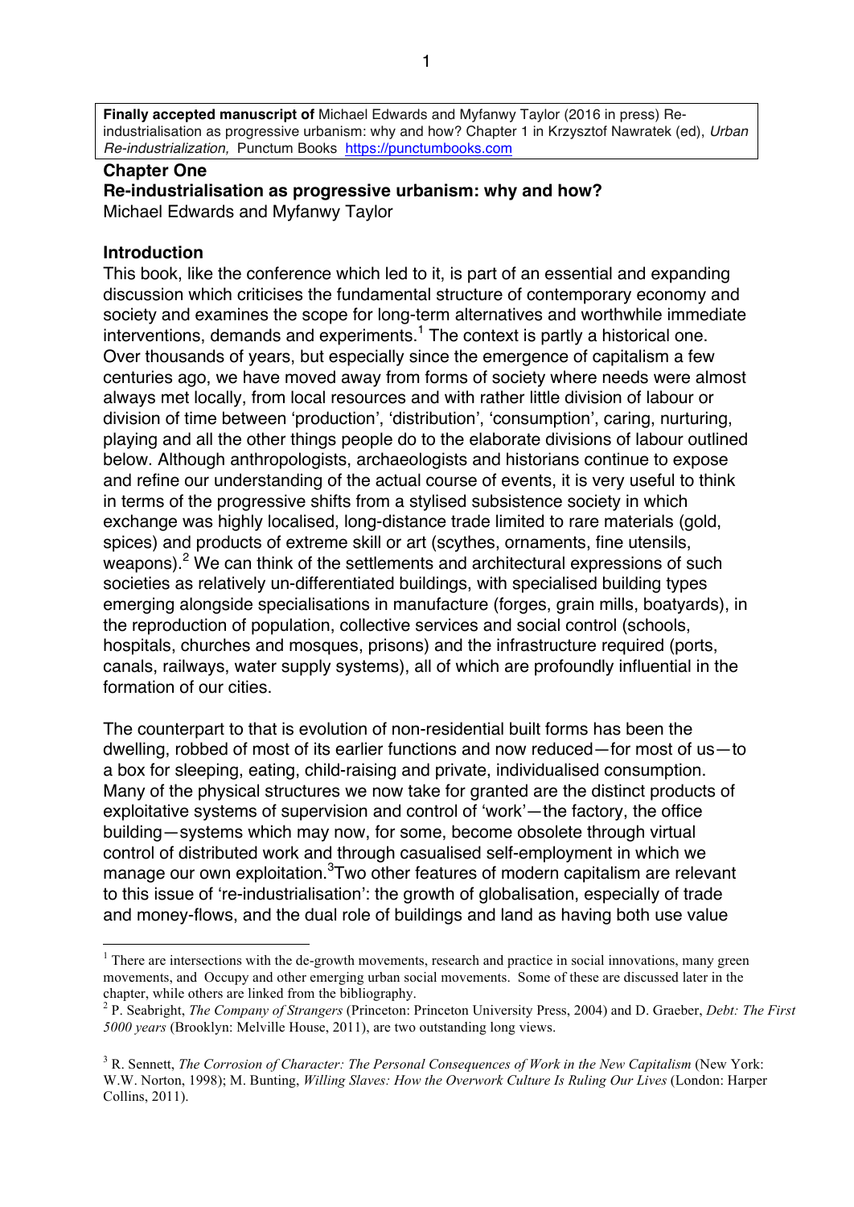**Finally accepted manuscript of** Michael Edwards and Myfanwy Taylor (2016 in press) Re-industrialisation as progressive urbanism: why and how? Chapter 1 in Krzysztof Nawratek (ed), *Urban Re-industrialization,* Punctum Books https://punctumbooks.com

## Chapter One

## Re-industrialisation as progressive urbanism: why and how?

Michael Edwards and Myfanwy Taylor

### Introduction

This book, like the conference which led to it, is part of an essential and expanding discussion which criticises the fundamental structure of contemporary economy and society and examines the scope for long-term alternatives and worthwhile immediate interventions, demands and experiments.[1] The context is partly a historical one. Over thousands of years, but especially since the emergence of capitalism a few centuries ago, we have moved away from forms of society where needs were almost always met locally, from local resources and with rather little division of labour or division of time between 'production', 'distribution', 'consumption', caring, nurturing, playing and all the other things people do to the elaborate divisions of labour outlined below. Although anthropologists, archaeologists and historians continue to expose and refine our understanding of the actual course of events, it is very useful to think in terms of the progressive shifts from a stylised subsistence society in which exchange was highly localised, long-distance trade limited to rare materials (gold, spices) and products of extreme skill or art (scythes, ornaments, fine utensils, weapons).[2] We can think of the settlements and architectural expressions of such societies as relatively un-differentiated buildings, with specialised building types emerging alongside specialisations in manufacture (forges, grain mills, boatyards), in the reproduction of population, collective services and social control (schools, hospitals, churches and mosques, prisons) and the infrastructure required (ports, canals, railways, water supply systems), all of which are profoundly influential in the formation of our cities.

The counterpart to that is evolution of non-residential built forms has been the dwelling, robbed of most of its earlier functions and now reduced—for most of us—to a box for sleeping, eating, child-raising and private, individualised consumption. Many of the physical structures we now take for granted are the distinct products of exploitative systems of supervision and control of 'work'—the factory, the office building—systems which may now, for some, become obsolete through virtual control of distributed work and through casualised self-employment in which we manage our own exploitation.[3]Two other features of modern capitalism are relevant to this issue of 're-industrialisation': the growth of globalisation, especially of trade and money-flows, and the dual role of buildings and land as having both use value

---

[1] There are intersections with the de-growth movements, research and practice in social innovations, many green movements, and Occupy and other emerging urban social movements. Some of these are discussed later in the chapter, while others are linked from the bibliography.

[2] P. Seabright, *The Company of Strangers* (Princeton: Princeton University Press, 2004) and D. Graeber, *Debt: The First 5000 years* (Brooklyn: Melville House, 2011), are two outstanding long views.

[3] R. Sennett, *The Corrosion of Character: The Personal Consequences of Work in the New Capitalism* (New York: W.W. Norton, 1998); M. Bunting, *Willing Slaves: How the Overwork Culture Is Ruling Our Lives* (London: Harper Collins, 2011).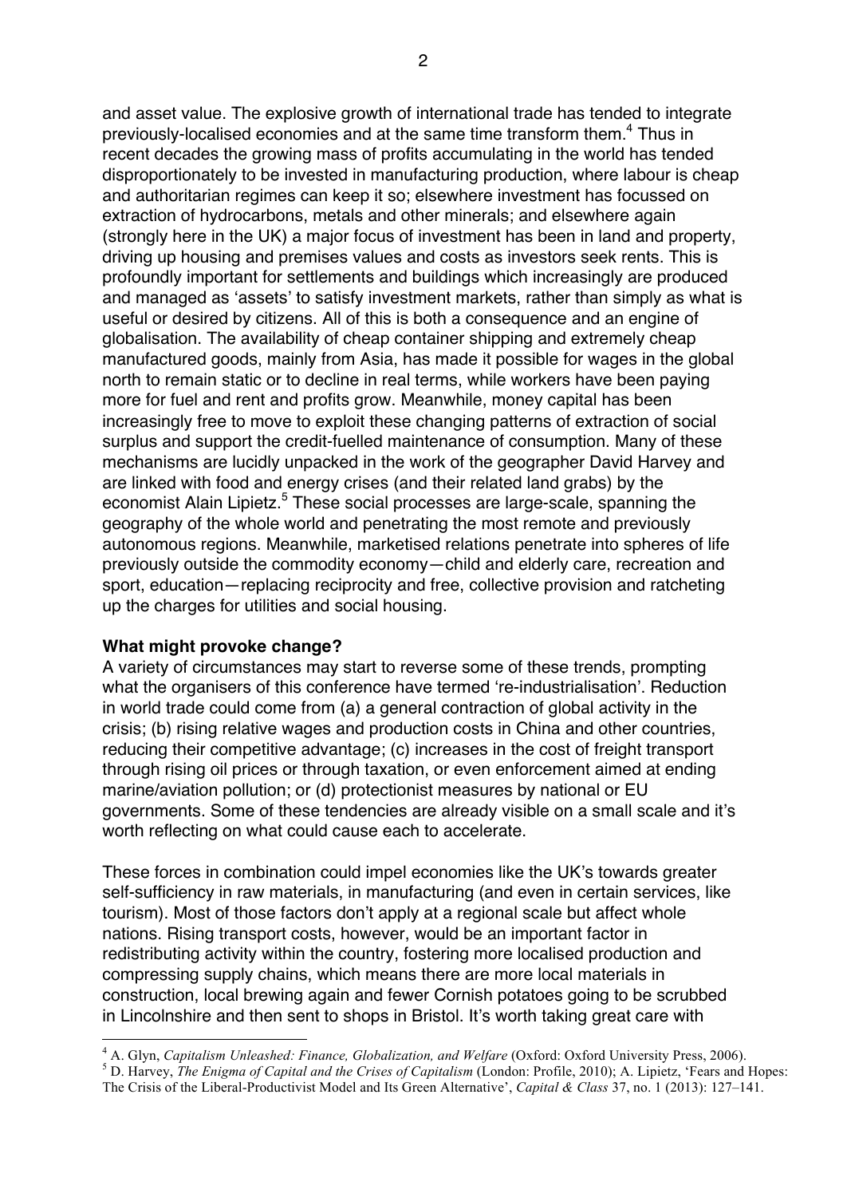and asset value. The explosive growth of international trade has tended to integrate previously-localised economies and at the same time transform them.[4] Thus in recent decades the growing mass of profits accumulating in the world has tended disproportionately to be invested in manufacturing production, where labour is cheap and authoritarian regimes can keep it so; elsewhere investment has focussed on extraction of hydrocarbons, metals and other minerals; and elsewhere again (strongly here in the UK) a major focus of investment has been in land and property, driving up housing and premises values and costs as investors seek rents. This is profoundly important for settlements and buildings which increasingly are produced and managed as 'assets' to satisfy investment markets, rather than simply as what is useful or desired by citizens. All of this is both a consequence and an engine of globalisation. The availability of cheap container shipping and extremely cheap manufactured goods, mainly from Asia, has made it possible for wages in the global north to remain static or to decline in real terms, while workers have been paying more for fuel and rent and profits grow. Meanwhile, money capital has been increasingly free to move to exploit these changing patterns of extraction of social surplus and support the credit-fuelled maintenance of consumption. Many of these mechanisms are lucidly unpacked in the work of the geographer David Harvey and are linked with food and energy crises (and their related land grabs) by the economist Alain Lipietz.[5] These social processes are large-scale, spanning the geography of the whole world and penetrating the most remote and previously autonomous regions. Meanwhile, marketised relations penetrate into spheres of life previously outside the commodity economy—child and elderly care, recreation and sport, education—replacing reciprocity and free, collective provision and ratcheting up the charges for utilities and social housing.

**What might provoke change?**

A variety of circumstances may start to reverse some of these trends, prompting what the organisers of this conference have termed 're-industrialisation'. Reduction in world trade could come from (a) a general contraction of global activity in the crisis; (b) rising relative wages and production costs in China and other countries, reducing their competitive advantage; (c) increases in the cost of freight transport through rising oil prices or through taxation, or even enforcement aimed at ending marine/aviation pollution; or (d) protectionist measures by national or EU governments. Some of these tendencies are already visible on a small scale and it's worth reflecting on what could cause each to accelerate.

These forces in combination could impel economies like the UK's towards greater self-sufficiency in raw materials, in manufacturing (and even in certain services, like tourism). Most of those factors don't apply at a regional scale but affect whole nations. Rising transport costs, however, would be an important factor in redistributing activity within the country, fostering more localised production and compressing supply chains, which means there are more local materials in construction, local brewing again and fewer Cornish potatoes going to be scrubbed in Lincolnshire and then sent to shops in Bristol. It's worth taking great care with

---

[4] A. Glyn, *Capitalism Unleashed: Finance, Globalization, and Welfare* (Oxford: Oxford University Press, 2006).

[5] D. Harvey, *The Enigma of Capital and the Crises of Capitalism* (London: Profile, 2010); A. Lipietz, 'Fears and Hopes: The Crisis of the Liberal-Productivist Model and Its Green Alternative', *Capital & Class* 37, no. 1 (2013): 127–141.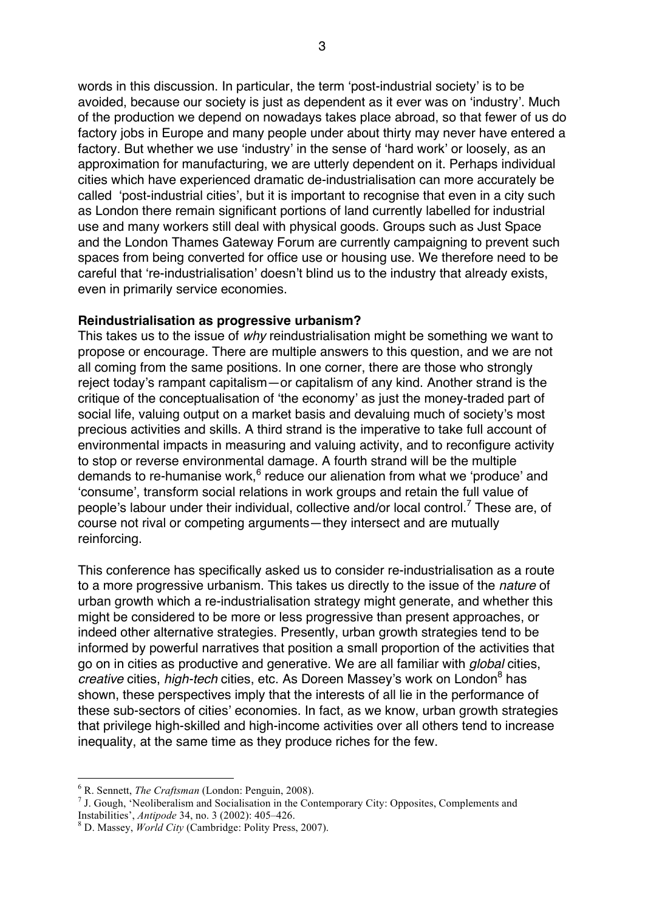words in this discussion. In particular, the term 'post-industrial society' is to be avoided, because our society is just as dependent as it ever was on 'industry'. Much of the production we depend on nowadays takes place abroad, so that fewer of us do factory jobs in Europe and many people under about thirty may never have entered a factory. But whether we use 'industry' in the sense of 'hard work' or loosely, as an approximation for manufacturing, we are utterly dependent on it. Perhaps individual cities which have experienced dramatic de-industrialisation can more accurately be called 'post-industrial cities', but it is important to recognise that even in a city such as London there remain significant portions of land currently labelled for industrial use and many workers still deal with physical goods. Groups such as Just Space and the London Thames Gateway Forum are currently campaigning to prevent such spaces from being converted for office use or housing use. We therefore need to be careful that 're-industrialisation' doesn't blind us to the industry that already exists, even in primarily service economies.

**Reindustrialisation as progressive urbanism?**

This takes us to the issue of *why* reindustrialisation might be something we want to propose or encourage. There are multiple answers to this question, and we are not all coming from the same positions. In one corner, there are those who strongly reject today's rampant capitalism—or capitalism of any kind. Another strand is the critique of the conceptualisation of 'the economy' as just the money-traded part of social life, valuing output on a market basis and devaluing much of society's most precious activities and skills. A third strand is the imperative to take full account of environmental impacts in measuring and valuing activity, and to reconfigure activity to stop or reverse environmental damage. A fourth strand will be the multiple demands to re-humanise work,[6] reduce our alienation from what we 'produce' and 'consume', transform social relations in work groups and retain the full value of people's labour under their individual, collective and/or local control.[7] These are, of course not rival or competing arguments—they intersect and are mutually reinforcing.

This conference has specifically asked us to consider re-industrialisation as a route to a more progressive urbanism. This takes us directly to the issue of the *nature* of urban growth which a re-industrialisation strategy might generate, and whether this might be considered to be more or less progressive than present approaches, or indeed other alternative strategies. Presently, urban growth strategies tend to be informed by powerful narratives that position a small proportion of the activities that go on in cities as productive and generative. We are all familiar with *global* cities, *creative* cities, *high-tech* cities, etc. As Doreen Massey's work on London[8] has shown, these perspectives imply that the interests of all lie in the performance of these sub-sectors of cities' economies. In fact, as we know, urban growth strategies that privilege high-skilled and high-income activities over all others tend to increase inequality, at the same time as they produce riches for the few.

---

[6] R. Sennett, *The Craftsman* (London: Penguin, 2008).

[7] J. Gough, 'Neoliberalism and Socialisation in the Contemporary City: Opposites, Complements and Instabilities', *Antipode* 34, no. 3 (2002): 405–426.

[8] D. Massey, *World City* (Cambridge: Polity Press, 2007).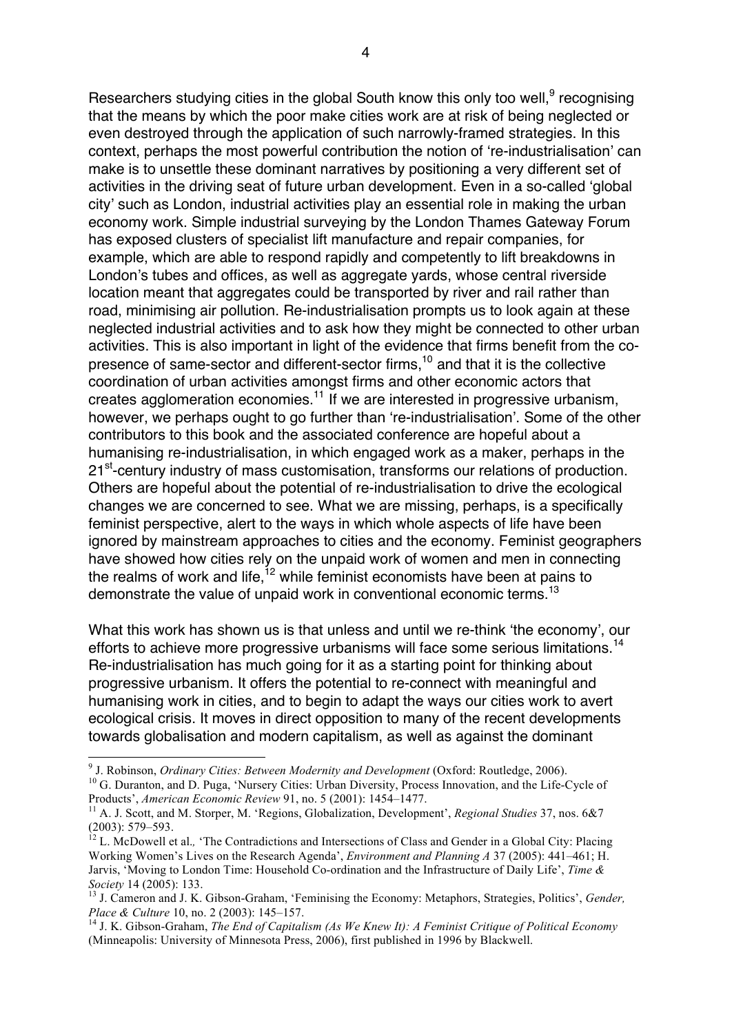Researchers studying cities in the global South know this only too well,[9] recognising that the means by which the poor make cities work are at risk of being neglected or even destroyed through the application of such narrowly-framed strategies. In this context, perhaps the most powerful contribution the notion of 're-industrialisation' can make is to unsettle these dominant narratives by positioning a very different set of activities in the driving seat of future urban development. Even in a so-called 'global city' such as London, industrial activities play an essential role in making the urban economy work. Simple industrial surveying by the London Thames Gateway Forum has exposed clusters of specialist lift manufacture and repair companies, for example, which are able to respond rapidly and competently to lift breakdowns in London's tubes and offices, as well as aggregate yards, whose central riverside location meant that aggregates could be transported by river and rail rather than road, minimising air pollution. Re-industrialisation prompts us to look again at these neglected industrial activities and to ask how they might be connected to other urban activities. This is also important in light of the evidence that firms benefit from the co-presence of same-sector and different-sector firms,[10] and that it is the collective coordination of urban activities amongst firms and other economic actors that creates agglomeration economies.[11] If we are interested in progressive urbanism, however, we perhaps ought to go further than 're-industrialisation'. Some of the other contributors to this book and the associated conference are hopeful about a humanising re-industrialisation, in which engaged work as a maker, perhaps in the 21st-century industry of mass customisation, transforms our relations of production. Others are hopeful about the potential of re-industrialisation to drive the ecological changes we are concerned to see. What we are missing, perhaps, is a specifically feminist perspective, alert to the ways in which whole aspects of life have been ignored by mainstream approaches to cities and the economy. Feminist geographers have showed how cities rely on the unpaid work of women and men in connecting the realms of work and life,[12] while feminist economists have been at pains to demonstrate the value of unpaid work in conventional economic terms.[13]

What this work has shown us is that unless and until we re-think 'the economy', our efforts to achieve more progressive urbanisms will face some serious limitations.[14] Re-industrialisation has much going for it as a starting point for thinking about progressive urbanism. It offers the potential to re-connect with meaningful and humanising work in cities, and to begin to adapt the ways our cities work to avert ecological crisis. It moves in direct opposition to many of the recent developments towards globalisation and modern capitalism, as well as against the dominant

---

[9] J. Robinson, *Ordinary Cities: Between Modernity and Development* (Oxford: Routledge, 2006).

[10] G. Duranton, and D. Puga, 'Nursery Cities: Urban Diversity, Process Innovation, and the Life-Cycle of Products', *American Economic Review* 91, no. 5 (2001): 1454–1477.

[11] A. J. Scott, and M. Storper, M. 'Regions, Globalization, Development', *Regional Studies* 37, nos. 6&7 (2003): 579–593.

[12] L. McDowell et al., 'The Contradictions and Intersections of Class and Gender in a Global City: Placing Working Women's Lives on the Research Agenda', *Environment and Planning A* 37 (2005): 441–461; H. Jarvis, 'Moving to London Time: Household Co-ordination and the Infrastructure of Daily Life', *Time & Society* 14 (2005): 133.

[13] J. Cameron and J. K. Gibson-Graham, 'Feminising the Economy: Metaphors, Strategies, Politics', *Gender, Place & Culture* 10, no. 2 (2003): 145–157.

[14] J. K. Gibson-Graham, *The End of Capitalism (As We Knew It): A Feminist Critique of Political Economy* (Minneapolis: University of Minnesota Press, 2006), first published in 1996 by Blackwell.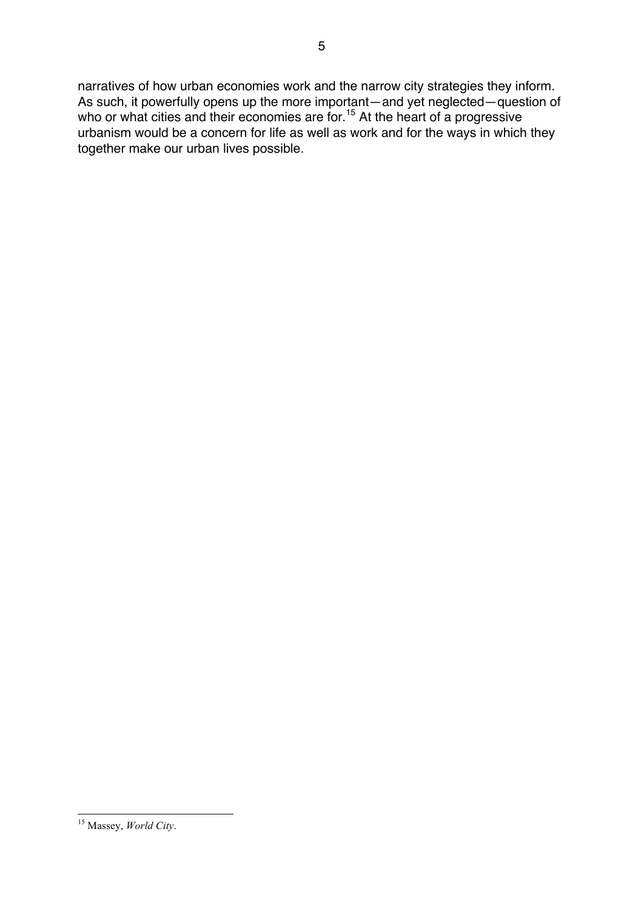narratives of how urban economies work and the narrow city strategies they inform. As such, it powerfully opens up the more important—and yet neglected—question of who or what cities and their economies are for.[15] At the heart of a progressive urbanism would be a concern for life as well as work and for the ways in which they together make our urban lives possible.

[15] Massey, *World City*.